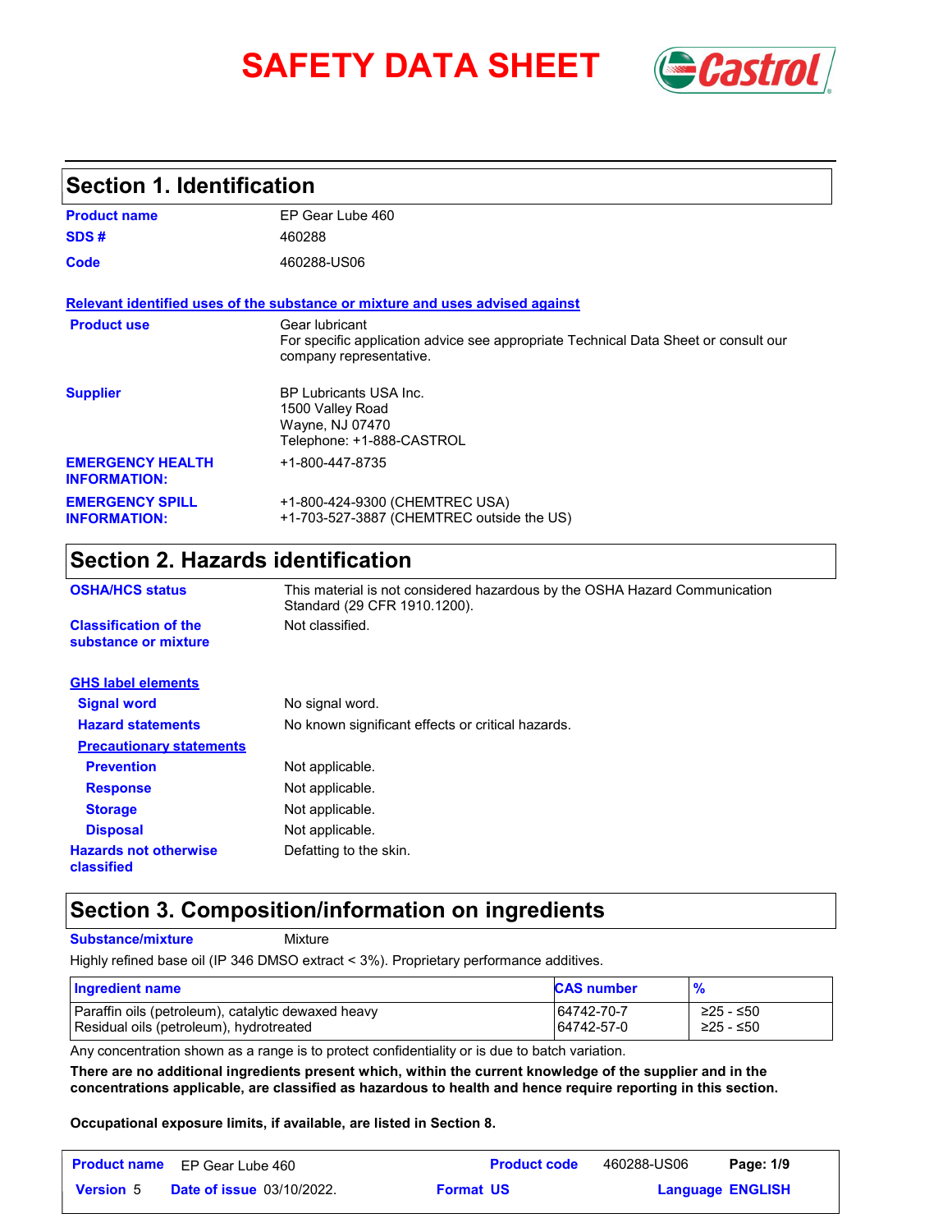# SAFETY DATA SHEET

## Section 1. Identification

| | |
|---|---|
| **Product name** | EP Gear Lube 460 |
| **SDS #** | 460288 |
| **Code** | 460288-US06 |

**Relevant identified uses of the substance or mixture and uses advised against**

| | |
|---|---|
| **Product use** | Gear lubricant<br>For specific application advice see appropriate Technical Data Sheet or consult our company representative. |
| **Supplier** | BP Lubricants USA Inc.<br>1500 Valley Road<br>Wayne, NJ 07470<br>Telephone: +1-888-CASTROL |
| **EMERGENCY HEALTH INFORMATION:** | +1-800-447-8735 |
| **EMERGENCY SPILL INFORMATION:** | +1-800-424-9300 (CHEMTREC USA)<br>+1-703-527-3887 (CHEMTREC outside the US) |

## Section 2. Hazards identification

| | |
|---|---|
| **OSHA/HCS status** | This material is not considered hazardous by the OSHA Hazard Communication Standard (29 CFR 1910.1200). |
| **Classification of the substance or mixture** | Not classified. |

**GHS label elements**

| | |
|---|---|
| **Signal word** | No signal word. |
| **Hazard statements** | No known significant effects or critical hazards. |

**Precautionary statements**

| | |
|---|---|
| **Prevention** | Not applicable. |
| **Response** | Not applicable. |
| **Storage** | Not applicable. |
| **Disposal** | Not applicable. |
| **Hazards not otherwise classified** | Defatting to the skin. |

## Section 3. Composition/information on ingredients

**Substance/mixture** Mixture

Highly refined base oil (IP 346 DMSO extract < 3%). Proprietary performance additives.

| Ingredient name | CAS number | % |
|---|---|---|
| Paraffin oils (petroleum), catalytic dewaxed heavy | 64742-70-7 | ≥25 - ≤50 |
| Residual oils (petroleum), hydrotreated | 64742-57-0 | ≥25 - ≤50 |

Any concentration shown as a range is to protect confidentiality or is due to batch variation.

**There are no additional ingredients present which, within the current knowledge of the supplier and in the concentrations applicable, are classified as hazardous to health and hence require reporting in this section.**

**Occupational exposure limits, if available, are listed in Section 8.**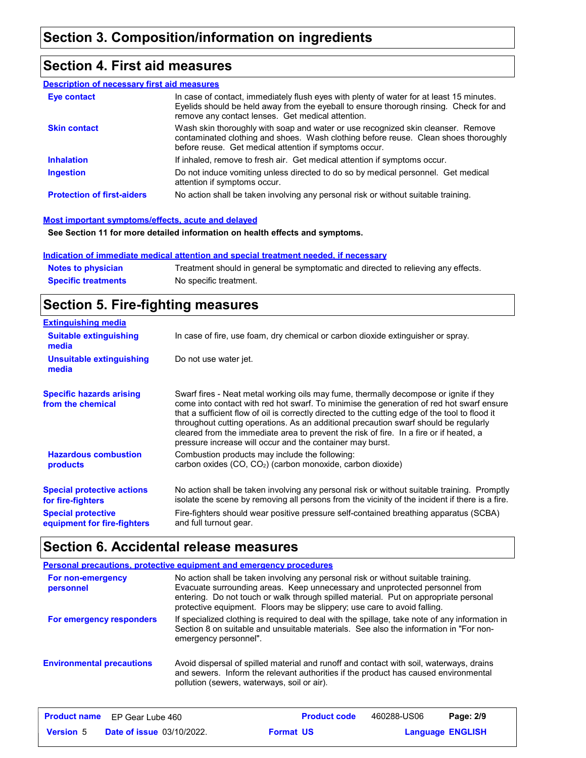## Section 3. Composition/information on ingredients

## Section 4. First aid measures

### Description of necessary first aid measures

| | |
|---|---|
| **Eye contact** | In case of contact, immediately flush eyes with plenty of water for at least 15 minutes. Eyelids should be held away from the eyeball to ensure thorough rinsing. Check for and remove any contact lenses. Get medical attention. |
| **Skin contact** | Wash skin thoroughly with soap and water or use recognized skin cleanser. Remove contaminated clothing and shoes. Wash clothing before reuse. Clean shoes thoroughly before reuse. Get medical attention if symptoms occur. |
| **Inhalation** | If inhaled, remove to fresh air. Get medical attention if symptoms occur. |
| **Ingestion** | Do not induce vomiting unless directed to do so by medical personnel. Get medical attention if symptoms occur. |
| **Protection of first-aiders** | No action shall be taken involving any personal risk or without suitable training. |

### Most important symptoms/effects, acute and delayed

**See Section 11 for more detailed information on health effects and symptoms.**

### Indication of immediate medical attention and special treatment needed, if necessary

| | |
|---|---|
| **Notes to physician** | Treatment should in general be symptomatic and directed to relieving any effects. |
| **Specific treatments** | No specific treatment. |

## Section 5. Fire-fighting measures

### Extinguishing media

| | |
|---|---|
| **Suitable extinguishing media** | In case of fire, use foam, dry chemical or carbon dioxide extinguisher or spray. |
| **Unsuitable extinguishing media** | Do not use water jet. |
| **Specific hazards arising from the chemical** | Swarf fires - Neat metal working oils may fume, thermally decompose or ignite if they come into contact with red hot swarf. To minimise the generation of red hot swarf ensure that a sufficient flow of oil is correctly directed to the cutting edge of the tool to flood it throughout cutting operations. As an additional precaution swarf should be regularly cleared from the immediate area to prevent the risk of fire. In a fire or if heated, a pressure increase will occur and the container may burst. |
| **Hazardous combustion products** | Combustion products may include the following: carbon oxides (CO, $CO_2$) (carbon monoxide, carbon dioxide) |
| **Special protective actions for fire-fighters** | No action shall be taken involving any personal risk or without suitable training. Promptly isolate the scene by removing all persons from the vicinity of the incident if there is a fire. |
| **Special protective equipment for fire-fighters** | Fire-fighters should wear positive pressure self-contained breathing apparatus (SCBA) and full turnout gear. |

## Section 6. Accidental release measures

### Personal precautions, protective equipment and emergency procedures

| | |
|---|---|
| **For non-emergency personnel** | No action shall be taken involving any personal risk or without suitable training. Evacuate surrounding areas. Keep unnecessary and unprotected personnel from entering. Do not touch or walk through spilled material. Put on appropriate personal protective equipment. Floors may be slippery; use care to avoid falling. |
| **For emergency responders** | If specialized clothing is required to deal with the spillage, take note of any information in Section 8 on suitable and unsuitable materials. See also the information in "For non-emergency personnel". |
| **Environmental precautions** | Avoid dispersal of spilled material and runoff and contact with soil, waterways, drains and sewers. Inform the relevant authorities if the product has caused environmental pollution (sewers, waterways, soil or air). |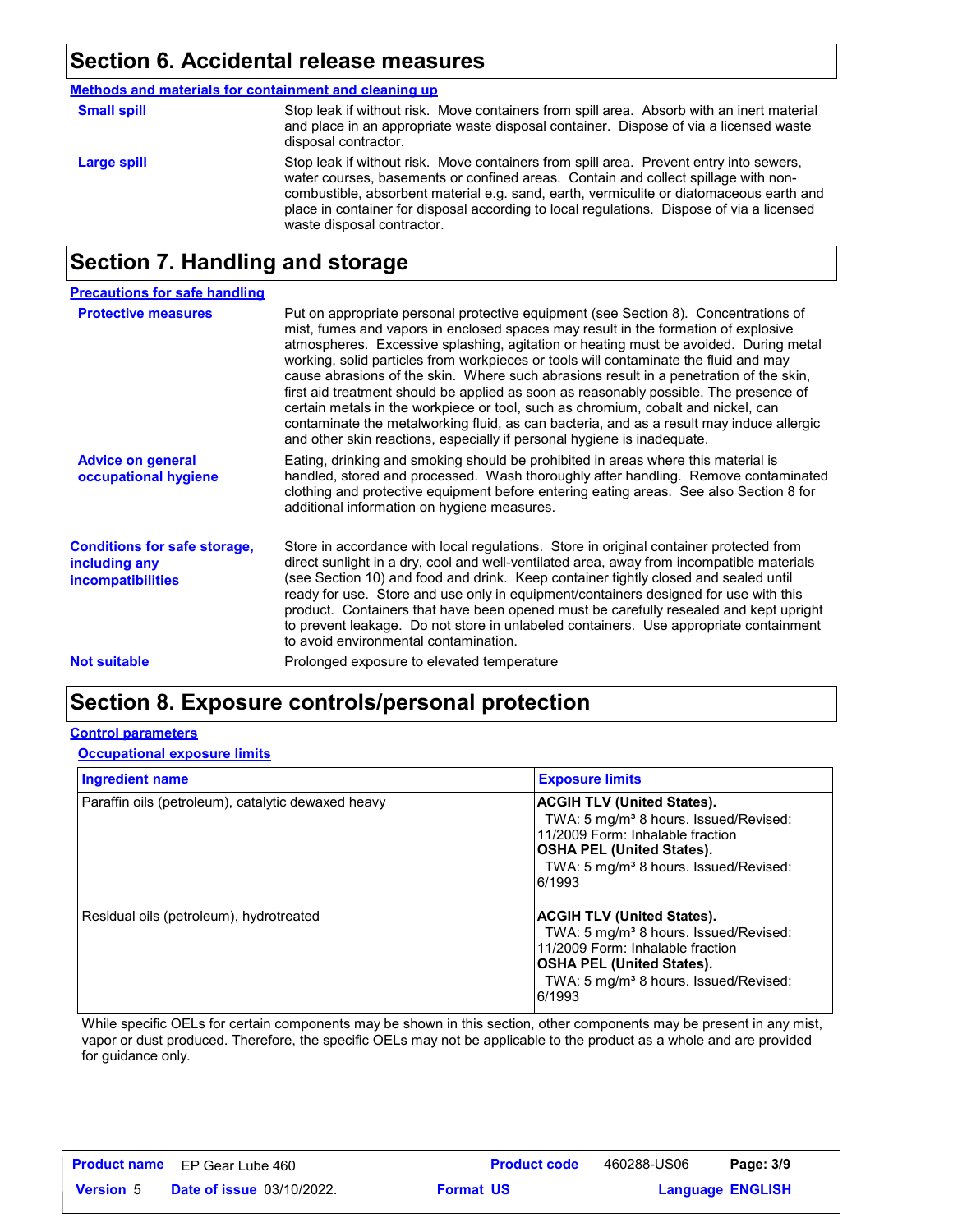## Section 6. Accidental release measures

**Methods and materials for containment and cleaning up**

**Small spill**

Stop leak if without risk. Move containers from spill area. Absorb with an inert material and place in an appropriate waste disposal container. Dispose of via a licensed waste disposal contractor.

**Large spill**

Stop leak if without risk. Move containers from spill area. Prevent entry into sewers, water courses, basements or confined areas. Contain and collect spillage with non-combustible, absorbent material e.g. sand, earth, vermiculite or diatomaceous earth and place in container for disposal according to local regulations. Dispose of via a licensed waste disposal contractor.

## Section 7. Handling and storage

**Precautions for safe handling**

**Protective measures**

Put on appropriate personal protective equipment (see Section 8). Concentrations of mist, fumes and vapors in enclosed spaces may result in the formation of explosive atmospheres. Excessive splashing, agitation or heating must be avoided. During metal working, solid particles from workpieces or tools will contaminate the fluid and may cause abrasions of the skin. Where such abrasions result in a penetration of the skin, first aid treatment should be applied as soon as reasonably possible. The presence of certain metals in the workpiece or tool, such as chromium, cobalt and nickel, can contaminate the metalworking fluid, as can bacteria, and as a result may induce allergic and other skin reactions, especially if personal hygiene is inadequate.

**Advice on general occupational hygiene**

Eating, drinking and smoking should be prohibited in areas where this material is handled, stored and processed. Wash thoroughly after handling. Remove contaminated clothing and protective equipment before entering eating areas. See also Section 8 for additional information on hygiene measures.

**Conditions for safe storage, including any incompatibilities**

Store in accordance with local regulations. Store in original container protected from direct sunlight in a dry, cool and well-ventilated area, away from incompatible materials (see Section 10) and food and drink. Keep container tightly closed and sealed until ready for use. Store and use only in equipment/containers designed for use with this product. Containers that have been opened must be carefully resealed and kept upright to prevent leakage. Do not store in unlabeled containers. Use appropriate containment to avoid environmental contamination.

**Not suitable**

Prolonged exposure to elevated temperature

## Section 8. Exposure controls/personal protection

**Control parameters**

**Occupational exposure limits**

| Ingredient name | Exposure limits |
|---|---|
| Paraffin oils (petroleum), catalytic dewaxed heavy | **ACGIH TLV (United States).** TWA: 5 mg/m³ 8 hours. Issued/Revised: 11/2009 Form: Inhalable fraction **OSHA PEL (United States).** TWA: 5 mg/m³ 8 hours. Issued/Revised: 6/1993 |
| Residual oils (petroleum), hydrotreated | **ACGIH TLV (United States).** TWA: 5 mg/m³ 8 hours. Issued/Revised: 11/2009 Form: Inhalable fraction **OSHA PEL (United States).** TWA: 5 mg/m³ 8 hours. Issued/Revised: 6/1993 |

While specific OELs for certain components may be shown in this section, other components may be present in any mist, vapor or dust produced. Therefore, the specific OELs may not be applicable to the product as a whole and are provided for guidance only.

| **Product name** | EP Gear Lube 460 | **Product code** | 460288-US06 |
|---|---|---|---|
| **Version** 5 | **Date of issue** 03/10/2022. | **Format** US | **Language** ENGLISH |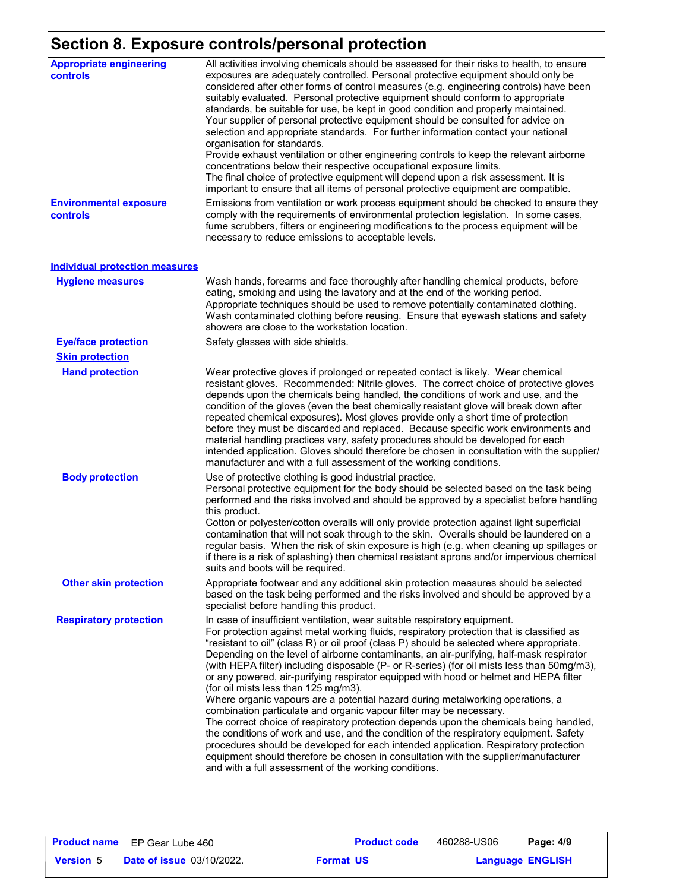# Section 8. Exposure controls/personal protection

**Appropriate engineering controls**

All activities involving chemicals should be assessed for their risks to health, to ensure exposures are adequately controlled. Personal protective equipment should only be considered after other forms of control measures (e.g. engineering controls) have been suitably evaluated. Personal protective equipment should conform to appropriate standards, be suitable for use, be kept in good condition and properly maintained. Your supplier of personal protective equipment should be consulted for advice on selection and appropriate standards. For further information contact your national organisation for standards.
Provide exhaust ventilation or other engineering controls to keep the relevant airborne concentrations below their respective occupational exposure limits.
The final choice of protective equipment will depend upon a risk assessment. It is important to ensure that all items of personal protective equipment are compatible.

**Environmental exposure controls**

Emissions from ventilation or work process equipment should be checked to ensure they comply with the requirements of environmental protection legislation. In some cases, fume scrubbers, filters or engineering modifications to the process equipment will be necessary to reduce emissions to acceptable levels.

## Individual protection measures

**Hygiene measures**

Wash hands, forearms and face thoroughly after handling chemical products, before eating, smoking and using the lavatory and at the end of the working period. Appropriate techniques should be used to remove potentially contaminated clothing. Wash contaminated clothing before reusing. Ensure that eyewash stations and safety showers are close to the workstation location.

**Eye/face protection**

Safety glasses with side shields.

### Skin protection

**Hand protection**

Wear protective gloves if prolonged or repeated contact is likely. Wear chemical resistant gloves. Recommended: Nitrile gloves. The correct choice of protective gloves depends upon the chemicals being handled, the conditions of work and use, and the condition of the gloves (even the best chemically resistant glove will break down after repeated chemical exposures). Most gloves provide only a short time of protection before they must be discarded and replaced. Because specific work environments and material handling practices vary, safety procedures should be developed for each intended application. Gloves should therefore be chosen in consultation with the supplier/manufacturer and with a full assessment of the working conditions.

**Body protection**

Use of protective clothing is good industrial practice.
Personal protective equipment for the body should be selected based on the task being performed and the risks involved and should be approved by a specialist before handling this product.
Cotton or polyester/cotton overalls will only provide protection against light superficial contamination that will not soak through to the skin. Overalls should be laundered on a regular basis. When the risk of skin exposure is high (e.g. when cleaning up spillages or if there is a risk of splashing) then chemical resistant aprons and/or impervious chemical suits and boots will be required.

**Other skin protection**

Appropriate footwear and any additional skin protection measures should be selected based on the task being performed and the risks involved and should be approved by a specialist before handling this product.

**Respiratory protection**

In case of insufficient ventilation, wear suitable respiratory equipment.
For protection against metal working fluids, respiratory protection that is classified as "resistant to oil" (class R) or oil proof (class P) should be selected where appropriate. Depending on the level of airborne contaminants, an air-purifying, half-mask respirator (with HEPA filter) including disposable (P- or R-series) (for oil mists less than 50mg/m3), or any powered, air-purifying respirator equipped with hood or helmet and HEPA filter (for oil mists less than 125 mg/m3).
Where organic vapours are a potential hazard during metalworking operations, a combination particulate and organic vapour filter may be necessary.
The correct choice of respiratory protection depends upon the chemicals being handled, the conditions of work and use, and the condition of the respiratory equipment. Safety procedures should be developed for each intended application. Respiratory protection equipment should therefore be chosen in consultation with the supplier/manufacturer and with a full assessment of the working conditions.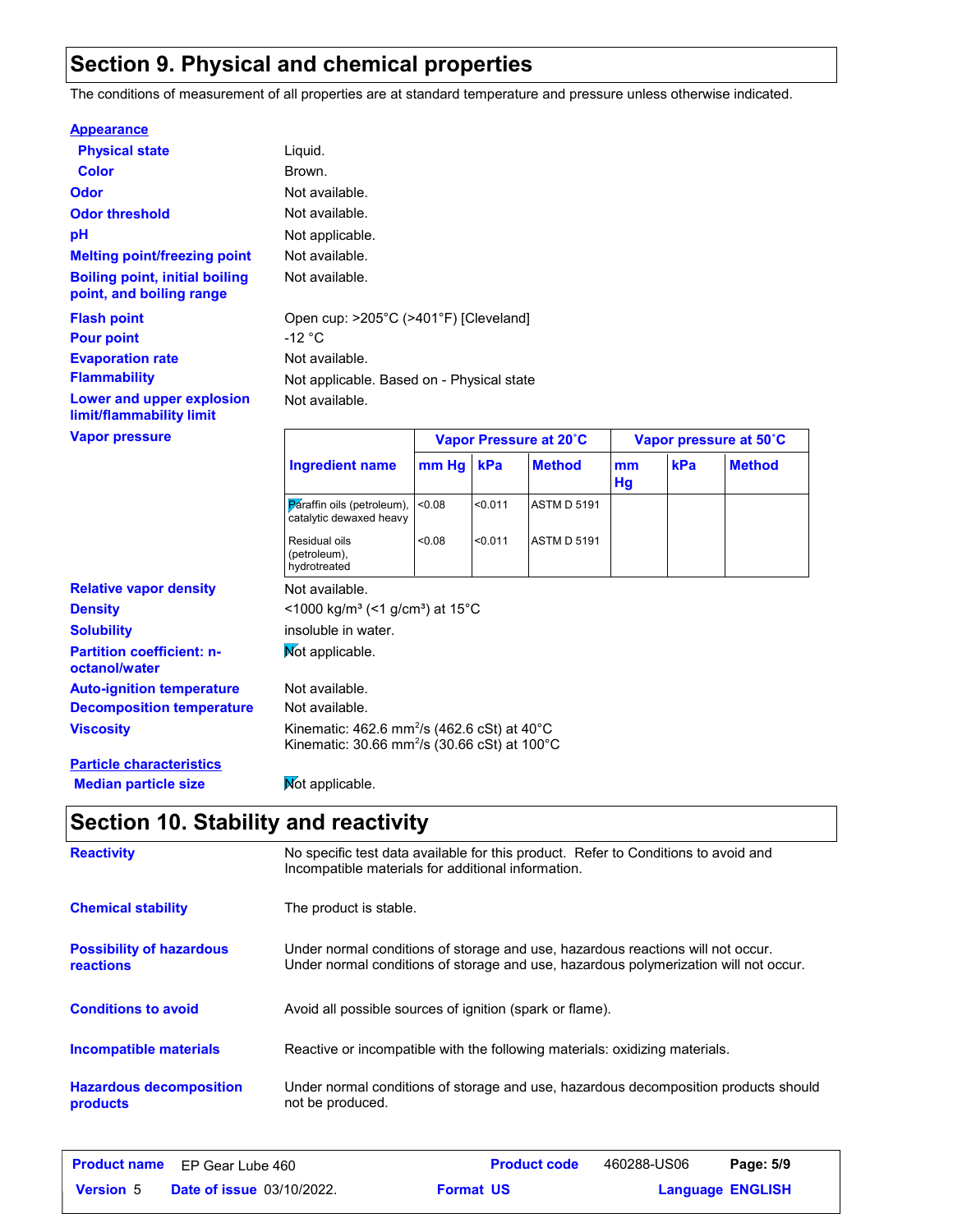## Section 9. Physical and chemical properties

The conditions of measurement of all properties are at standard temperature and pressure unless otherwise indicated.

**Appearance**

| | |
|---|---|
| **Physical state** | Liquid. |
| **Color** | Brown. |
| **Odor** | Not available. |
| **Odor threshold** | Not available. |
| **pH** | Not applicable. |
| **Melting point/freezing point** | Not available. |
| **Boiling point, initial boiling point, and boiling range** | Not available. |
| **Flash point** | Open cup: >205°C (>401°F) [Cleveland] |
| **Pour point** | -12 °C |
| **Evaporation rate** | Not available. |
| **Flammability** | Not applicable. Based on - Physical state |
| **Lower and upper explosion limit/flammability limit** | Not available. |

**Vapor pressure**

| Ingredient name | Vapor Pressure at 20˚C | | | Vapor pressure at 50˚C | | |
|---|---|---|---|---|---|---|
| | mm Hg | kPa | Method | mm Hg | kPa | Method |
| Paraffin oils (petroleum), catalytic dewaxed heavy | <0.08 | <0.011 | ASTM D 5191 | | | |
| Residual oils (petroleum), hydrotreated | <0.08 | <0.011 | ASTM D 5191 | | | |

| | |
|---|---|
| **Relative vapor density** | Not available. |
| **Density** | <1000 kg/m³ (<1 g/cm³) at 15°C |
| **Solubility** | insoluble in water. |
| **Partition coefficient: n-octanol/water** | Not applicable. |
| **Auto-ignition temperature** | Not available. |
| **Decomposition temperature** | Not available. |
| **Viscosity** | Kinematic: 462.6 $mm^2/s$ (462.6 cSt) at 40°C<br>Kinematic: 30.66 $mm^2/s$ (30.66 cSt) at 100°C |

**Particle characteristics**

| | |
|---|---|
| **Median particle size** | Not applicable. |

## Section 10. Stability and reactivity

| | |
|---|---|
| **Reactivity** | No specific test data available for this product. Refer to Conditions to avoid and Incompatible materials for additional information. |
| **Chemical stability** | The product is stable. |
| **Possibility of hazardous reactions** | Under normal conditions of storage and use, hazardous reactions will not occur.<br>Under normal conditions of storage and use, hazardous polymerization will not occur. |
| **Conditions to avoid** | Avoid all possible sources of ignition (spark or flame). |
| **Incompatible materials** | Reactive or incompatible with the following materials: oxidizing materials. |
| **Hazardous decomposition products** | Under normal conditions of storage and use, hazardous decomposition products should not be produced. |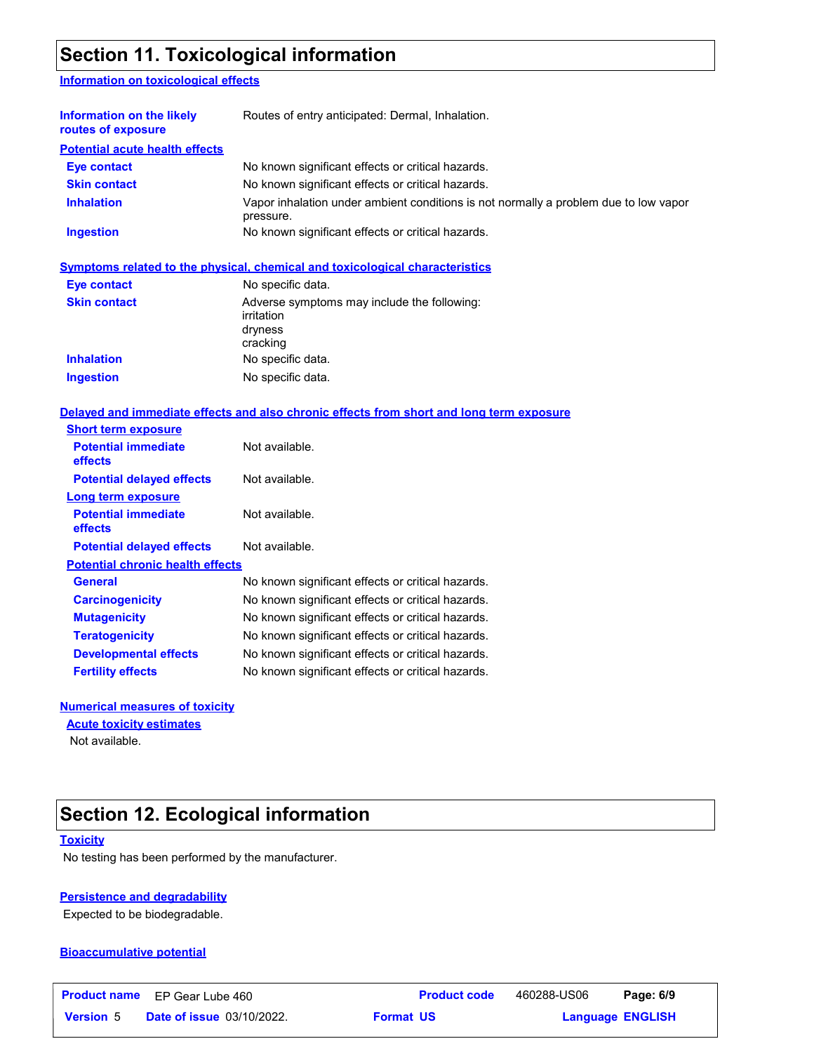## Section 11. Toxicological information

### Information on toxicological effects

| | |
|---|---|
| **Information on the likely routes of exposure** | Routes of entry anticipated: Dermal, Inhalation. |

**Potential acute health effects**

| | |
|---|---|
| **Eye contact** | No known significant effects or critical hazards. |
| **Skin contact** | No known significant effects or critical hazards. |
| **Inhalation** | Vapor inhalation under ambient conditions is not normally a problem due to low vapor pressure. |
| **Ingestion** | No known significant effects or critical hazards. |

**Symptoms related to the physical, chemical and toxicological characteristics**

| | |
|---|---|
| **Eye contact** | No specific data. |
| **Skin contact** | Adverse symptoms may include the following:<br>irritation<br>dryness<br>cracking |
| **Inhalation** | No specific data. |
| **Ingestion** | No specific data. |

**Delayed and immediate effects and also chronic effects from short and long term exposure**

**Short term exposure**

| | |
|---|---|
| **Potential immediate effects** | Not available. |
| **Potential delayed effects** | Not available. |

**Long term exposure**

| | |
|---|---|
| **Potential immediate effects** | Not available. |
| **Potential delayed effects** | Not available. |

**Potential chronic health effects**

| | |
|---|---|
| **General** | No known significant effects or critical hazards. |
| **Carcinogenicity** | No known significant effects or critical hazards. |
| **Mutagenicity** | No known significant effects or critical hazards. |
| **Teratogenicity** | No known significant effects or critical hazards. |
| **Developmental effects** | No known significant effects or critical hazards. |
| **Fertility effects** | No known significant effects or critical hazards. |

**Numerical measures of toxicity**

**Acute toxicity estimates**

Not available.

## Section 12. Ecological information

**Toxicity**

No testing has been performed by the manufacturer.

**Persistence and degradability**

Expected to be biodegradable.

**Bioaccumulative potential**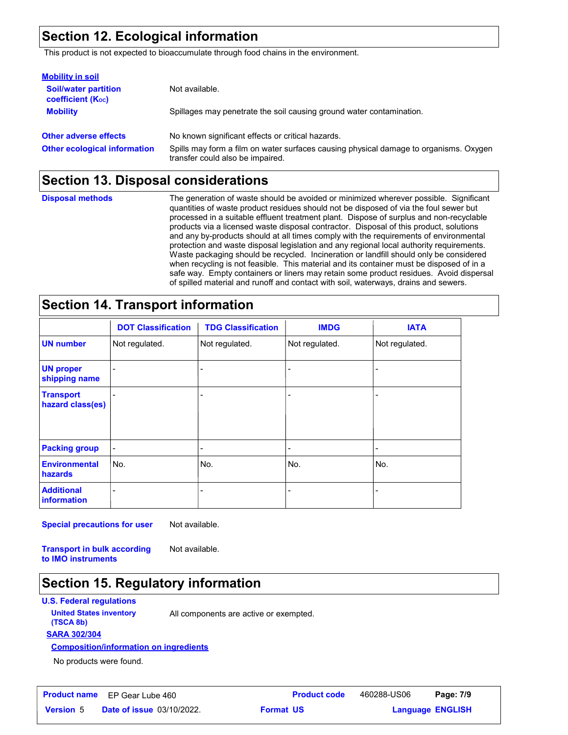## Section 12. Ecological information

This product is not expected to bioaccumulate through food chains in the environment.

**Mobility in soil**

**Soil/water partition coefficient ($K_{OC}$)**: Not available.

**Mobility**: Spillages may penetrate the soil causing ground water contamination.

**Other adverse effects**: No known significant effects or critical hazards.

**Other ecological information**: Spills may form a film on water surfaces causing physical damage to organisms. Oxygen transfer could also be impaired.

## Section 13. Disposal considerations

**Disposal methods**: The generation of waste should be avoided or minimized wherever possible. Significant quantities of waste product residues should not be disposed of via the foul sewer but processed in a suitable effluent treatment plant. Dispose of surplus and non-recyclable products via a licensed waste disposal contractor. Disposal of this product, solutions and any by-products should at all times comply with the requirements of environmental protection and waste disposal legislation and any regional local authority requirements. Waste packaging should be recycled. Incineration or landfill should only be considered when recycling is not feasible. This material and its container must be disposed of in a safe way. Empty containers or liners may retain some product residues. Avoid dispersal of spilled material and runoff and contact with soil, waterways, drains and sewers.

## Section 14. Transport information

| | DOT Classification | TDG Classification | IMDG | IATA |
|---|---|---|---|---|
| **UN number** | Not regulated. | Not regulated. | Not regulated. | Not regulated. |
| **UN proper shipping name** | - | - | - | - |
| **Transport hazard class(es)** | - | - | - | - |
| **Packing group** | - | - | - | - |
| **Environmental hazards** | No. | No. | No. | No. |
| **Additional information** | - | - | - | - |

**Special precautions for user**: Not available.

**Transport in bulk according to IMO instruments**: Not available.

## Section 15. Regulatory information

**U.S. Federal regulations**

**United States inventory (TSCA 8b)**: All components are active or exempted.

**SARA 302/304**

**Composition/information on ingredients**

No products were found.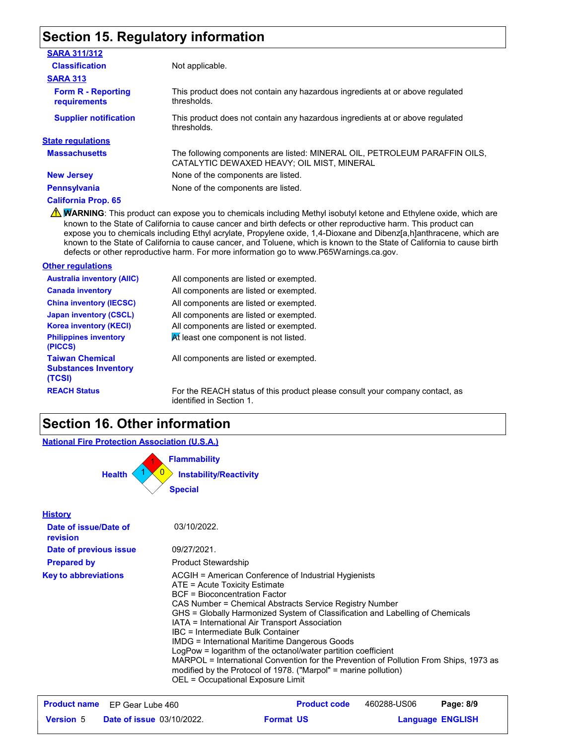## Section 15. Regulatory information

**SARA 311/312**

| | |
|---|---|
| **Classification** | Not applicable. |

**SARA 313**

| | |
|---|---|
| **Form R - Reporting requirements** | This product does not contain any hazardous ingredients at or above regulated thresholds. |
| **Supplier notification** | This product does not contain any hazardous ingredients at or above regulated thresholds. |

**State regulations**

| | |
|---|---|
| **Massachusetts** | The following components are listed: MINERAL OIL, PETROLEUM PARAFFIN OILS, CATALYTIC DEWAXED HEAVY; OIL MIST, MINERAL |
| **New Jersey** | None of the components are listed. |
| **Pennsylvania** | None of the components are listed. |

**California Prop. 65**

⚠ **WARNING**: This product can expose you to chemicals including Methyl isobutyl ketone and Ethylene oxide, which are known to the State of California to cause cancer and birth defects or other reproductive harm. This product can expose you to chemicals including Ethyl acrylate, Propylene oxide, 1,4-Dioxane and Dibenz[a,h]anthracene, which are known to the State of California to cause cancer, and Toluene, which is known to the State of California to cause birth defects or other reproductive harm. For more information go to www.P65Warnings.ca.gov.

**Other regulations**

| | |
|---|---|
| **Australia inventory (AIIC)** | All components are listed or exempted. |
| **Canada inventory** | All components are listed or exempted. |
| **China inventory (IECSC)** | All components are listed or exempted. |
| **Japan inventory (CSCL)** | All components are listed or exempted. |
| **Korea inventory (KECI)** | All components are listed or exempted. |
| **Philippines inventory (PICCS)** | At least one component is not listed. |
| **Taiwan Chemical Substances Inventory (TCSI)** | All components are listed or exempted. |
| **REACH Status** | For the REACH status of this product please consult your company contact, as identified in Section 1. |

## Section 16. Other information

**National Fire Protection Association (U.S.A.)**

- Health: 1
- Flammability: 1
- Instability/Reactivity: 0
- Special:

**History**

| | |
|---|---|
| **Date of issue/Date of revision** | 03/10/2022. |
| **Date of previous issue** | 09/27/2021. |
| **Prepared by** | Product Stewardship |
| **Key to abbreviations** | ACGIH = American Conference of Industrial Hygienists<br>ATE = Acute Toxicity Estimate<br>BCF = Bioconcentration Factor<br>CAS Number = Chemical Abstracts Service Registry Number<br>GHS = Globally Harmonized System of Classification and Labelling of Chemicals<br>IATA = International Air Transport Association<br>IBC = Intermediate Bulk Container<br>IMDG = International Maritime Dangerous Goods<br>LogPow = logarithm of the octanol/water partition coefficient<br>MARPOL = International Convention for the Prevention of Pollution From Ships, 1973 as modified by the Protocol of 1978. ("Marpol" = marine pollution)<br>OEL = Occupational Exposure Limit |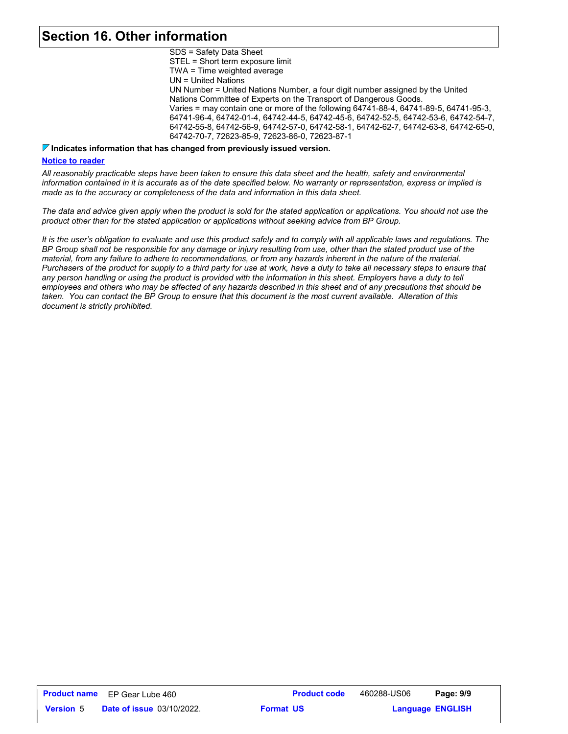## Section 16. Other information

SDS = Safety Data Sheet
STEL = Short term exposure limit
TWA = Time weighted average
UN = United Nations
UN Number = United Nations Number, a four digit number assigned by the United Nations Committee of Experts on the Transport of Dangerous Goods.
Varies = may contain one or more of the following 64741-88-4, 64741-89-5, 64741-95-3, 64741-96-4, 64742-01-4, 64742-44-5, 64742-45-6, 64742-52-5, 64742-53-6, 64742-54-7, 64742-55-8, 64742-56-9, 64742-57-0, 64742-58-1, 64742-62-7, 64742-63-8, 64742-65-0, 64742-70-7, 72623-85-9, 72623-86-0, 72623-87-1

**Indicates information that has changed from previously issued version.**

**Notice to reader**

*All reasonably practicable steps have been taken to ensure this data sheet and the health, safety and environmental information contained in it is accurate as of the date specified below. No warranty or representation, express or implied is made as to the accuracy or completeness of the data and information in this data sheet.*

*The data and advice given apply when the product is sold for the stated application or applications. You should not use the product other than for the stated application or applications without seeking advice from BP Group.*

*It is the user's obligation to evaluate and use this product safely and to comply with all applicable laws and regulations. The BP Group shall not be responsible for any damage or injury resulting from use, other than the stated product use of the material, from any failure to adhere to recommendations, or from any hazards inherent in the nature of the material. Purchasers of the product for supply to a third party for use at work, have a duty to take all necessary steps to ensure that any person handling or using the product is provided with the information in this sheet. Employers have a duty to tell employees and others who may be affected of any hazards described in this sheet and of any precautions that should be taken. You can contact the BP Group to ensure that this document is the most current available. Alteration of this document is strictly prohibited.*